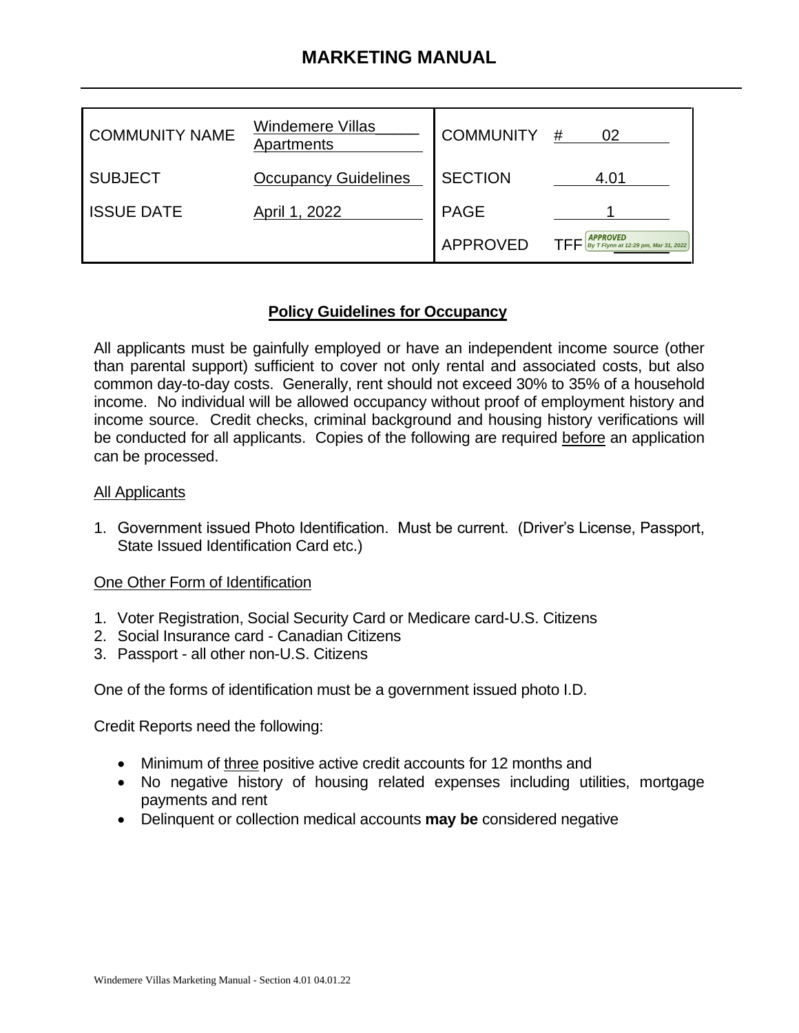# MARKETING MANUAL

| | | | |
|---|---|---|---|
| COMMUNITY NAME | Windemere Villas Apartments | COMMUNITY | # 02 |
| SUBJECT | Occupancy Guidelines | SECTION | 4.01 |
| ISSUE DATE | April 1, 2022 | PAGE | 1 |
| | | APPROVED | TFF APPROVED By T Flynn at 12:29 pm, Mar 31, 2022 |

## Policy Guidelines for Occupancy

All applicants must be gainfully employed or have an independent income source (other than parental support) sufficient to cover not only rental and associated costs, but also common day-to-day costs. Generally, rent should not exceed 30% to 35% of a household income. No individual will be allowed occupancy without proof of employment history and income source. Credit checks, criminal background and housing history verifications will be conducted for all applicants. Copies of the following are required before an application can be processed.

All Applicants

1. Government issued Photo Identification. Must be current. (Driver's License, Passport, State Issued Identification Card etc.)

One Other Form of Identification

1. Voter Registration, Social Security Card or Medicare card-U.S. Citizens
2. Social Insurance card - Canadian Citizens
3. Passport - all other non-U.S. Citizens

One of the forms of identification must be a government issued photo I.D.

Credit Reports need the following:

- Minimum of three positive active credit accounts for 12 months and
- No negative history of housing related expenses including utilities, mortgage payments and rent
- Delinquent or collection medical accounts **may be** considered negative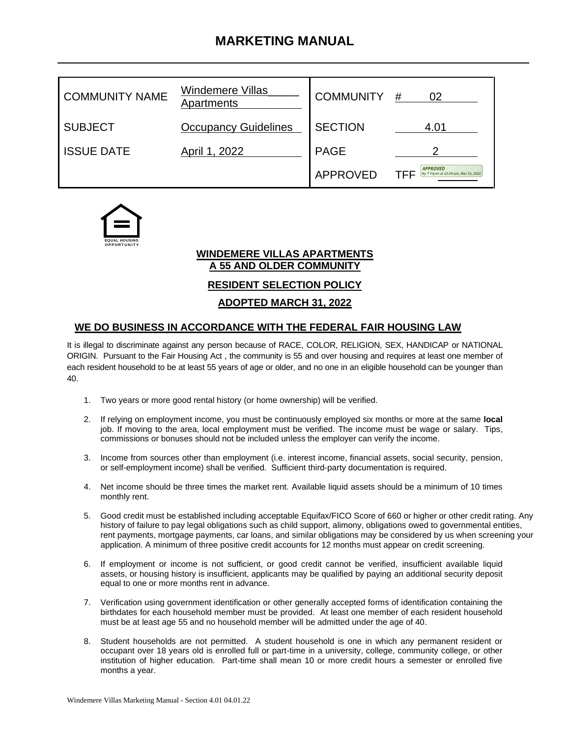# MARKETING MANUAL

| COMMUNITY NAME | Windemere Villas Apartments | COMMUNITY | # 02 |
|---|---|---|---|
| SUBJECT | Occupancy Guidelines | SECTION | 4.01 |
| ISSUE DATE | April 1, 2022 | PAGE | 2 |
| | | APPROVED | TFF APPROVED By T Flynn at 12:29 pm, Mar 31, 2022 |

EQUAL HOUSING OPPORTUNITY

**WINDEMERE VILLAS APARTMENTS**
**A 55 AND OLDER COMMUNITY**

**RESIDENT SELECTION POLICY**

**ADOPTED MARCH 31, 2022**

## WE DO BUSINESS IN ACCORDANCE WITH THE FEDERAL FAIR HOUSING LAW

It is illegal to discriminate against any person because of RACE, COLOR, RELIGION, SEX, HANDICAP or NATIONAL ORIGIN. Pursuant to the Fair Housing Act , the community is 55 and over housing and requires at least one member of each resident household to be at least 55 years of age or older, and no one in an eligible household can be younger than 40.

1. Two years or more good rental history (or home ownership) will be verified.

2. If relying on employment income, you must be continuously employed six months or more at the same **local** job. If moving to the area, local employment must be verified. The income must be wage or salary. Tips, commissions or bonuses should not be included unless the employer can verify the income.

3. Income from sources other than employment (i.e. interest income, financial assets, social security, pension, or self-employment income) shall be verified. Sufficient third-party documentation is required.

4. Net income should be three times the market rent. Available liquid assets should be a minimum of 10 times monthly rent.

5. Good credit must be established including acceptable Equifax/FICO Score of 660 or higher or other credit rating. Any history of failure to pay legal obligations such as child support, alimony, obligations owed to governmental entities, rent payments, mortgage payments, car loans, and similar obligations may be considered by us when screening your application. A minimum of three positive credit accounts for 12 months must appear on credit screening.

6. If employment or income is not sufficient, or good credit cannot be verified, insufficient available liquid assets, or housing history is insufficient, applicants may be qualified by paying an additional security deposit equal to one or more months rent in advance.

7. Verification using government identification or other generally accepted forms of identification containing the birthdates for each household member must be provided. At least one member of each resident household must be at least age 55 and no household member will be admitted under the age of 40.

8. Student households are not permitted. A student household is one in which any permanent resident or occupant over 18 years old is enrolled full or part-time in a university, college, community college, or other institution of higher education. Part-time shall mean 10 or more credit hours a semester or enrolled five months a year.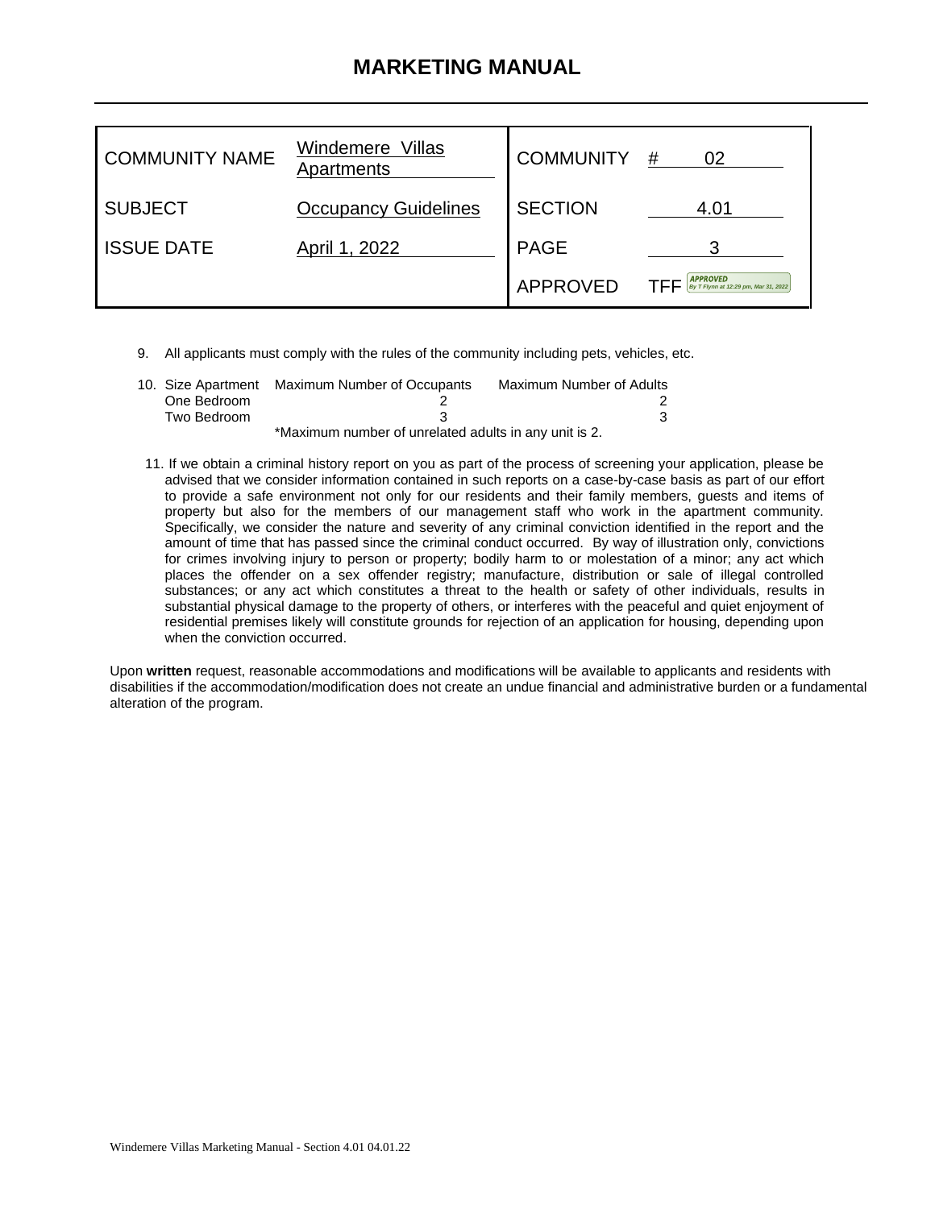# MARKETING MANUAL

| | | | |
|---|---|---|---|
| COMMUNITY NAME | Windemere Villas Apartments | COMMUNITY | # 02 |
| SUBJECT | Occupancy Guidelines | SECTION | 4.01 |
| ISSUE DATE | April 1, 2022 | PAGE | 3 |
| | | APPROVED | TFF APPROVED By T Flynn at 12:29 pm, Mar 31, 2022 |

9. All applicants must comply with the rules of the community including pets, vehicles, etc.

10.

| Size Apartment | Maximum Number of Occupants | Maximum Number of Adults |
|---|---|---|
| One Bedroom | 2 | 2 |
| Two Bedroom | 3 | 3 |

*Maximum number of unrelated adults in any unit is 2.

11. If we obtain a criminal history report on you as part of the process of screening your application, please be advised that we consider information contained in such reports on a case-by-case basis as part of our effort to provide a safe environment not only for our residents and their family members, guests and items of property but also for the members of our management staff who work in the apartment community. Specifically, we consider the nature and severity of any criminal conviction identified in the report and the amount of time that has passed since the criminal conduct occurred. By way of illustration only, convictions for crimes involving injury to person or property; bodily harm to or molestation of a minor; any act which places the offender on a sex offender registry; manufacture, distribution or sale of illegal controlled substances; or any act which constitutes a threat to the health or safety of other individuals, results in substantial physical damage to the property of others, or interferes with the peaceful and quiet enjoyment of residential premises likely will constitute grounds for rejection of an application for housing, depending upon when the conviction occurred.

Upon **written** request, reasonable accommodations and modifications will be available to applicants and residents with disabilities if the accommodation/modification does not create an undue financial and administrative burden or a fundamental alteration of the program.